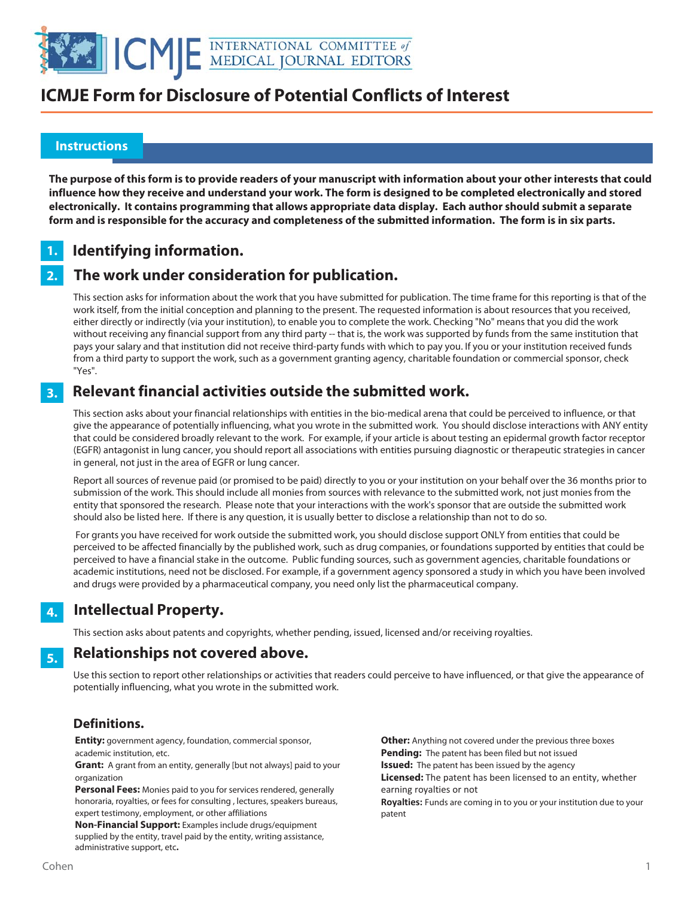# ICMJE Form for Disclosure of Potential Conflicts of Interest

## Instructions

**The purpose of this form is to provide readers of your manuscript with information about your other interests that could influence how they receive and understand your work. The form is designed to be completed electronically and stored electronically. It contains programming that allows appropriate data display. Each author should submit a separate form and is responsible for the accuracy and completeness of the submitted information. The form is in six parts.**

## 1. Identifying information.

## 2. The work under consideration for publication.

This section asks for information about the work that you have submitted for publication. The time frame for this reporting is that of the work itself, from the initial conception and planning to the present. The requested information is about resources that you received, either directly or indirectly (via your institution), to enable you to complete the work. Checking "No" means that you did the work without receiving any financial support from any third party -- that is, the work was supported by funds from the same institution that pays your salary and that institution did not receive third-party funds with which to pay you. If you or your institution received funds from a third party to support the work, such as a government granting agency, charitable foundation or commercial sponsor, check "Yes".

## 3. Relevant financial activities outside the submitted work.

This section asks about your financial relationships with entities in the bio-medical arena that could be perceived to influence, or that give the appearance of potentially influencing, what you wrote in the submitted work. You should disclose interactions with ANY entity that could be considered broadly relevant to the work. For example, if your article is about testing an epidermal growth factor receptor (EGFR) antagonist in lung cancer, you should report all associations with entities pursuing diagnostic or therapeutic strategies in cancer in general, not just in the area of EGFR or lung cancer.

Report all sources of revenue paid (or promised to be paid) directly to you or your institution on your behalf over the 36 months prior to submission of the work. This should include all monies from sources with relevance to the submitted work, not just monies from the entity that sponsored the research. Please note that your interactions with the work's sponsor that are outside the submitted work should also be listed here. If there is any question, it is usually better to disclose a relationship than not to do so.

For grants you have received for work outside the submitted work, you should disclose support ONLY from entities that could be perceived to be affected financially by the published work, such as drug companies, or foundations supported by entities that could be perceived to have a financial stake in the outcome. Public funding sources, such as government agencies, charitable foundations or academic institutions, need not be disclosed. For example, if a government agency sponsored a study in which you have been involved and drugs were provided by a pharmaceutical company, you need only list the pharmaceutical company.

## 4. Intellectual Property.

This section asks about patents and copyrights, whether pending, issued, licensed and/or receiving royalties.

## 5. Relationships not covered above.

Use this section to report other relationships or activities that readers could perceive to have influenced, or that give the appearance of potentially influencing, what you wrote in the submitted work.

### Definitions.

**Entity:** government agency, foundation, commercial sponsor, academic institution, etc.

**Grant:** A grant from an entity, generally [but not always] paid to your organization

**Personal Fees:** Monies paid to you for services rendered, generally honoraria, royalties, or fees for consulting , lectures, speakers bureaus, expert testimony, employment, or other affiliations

**Non-Financial Support:** Examples include drugs/equipment supplied by the entity, travel paid by the entity, writing assistance, administrative support, etc**.**

**Other:** Anything not covered under the previous three boxes

**Pending:** The patent has been filed but not issued

**Issued:** The patent has been issued by the agency

**Licensed:** The patent has been licensed to an entity, whether earning royalties or not

**Royalties:** Funds are coming in to you or your institution due to your patent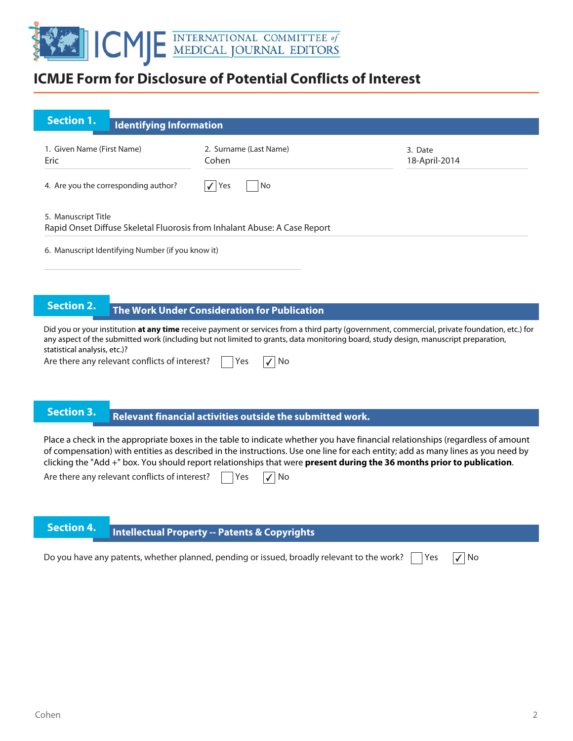# ICMJE Form for Disclosure of Potential Conflicts of Interest

## Section 1. Identifying Information

1. Given Name (First Name)
Eric

2. Surname (Last Name)
Cohen

3. Date
18-April-2014

4. Are you the corresponding author? ☑ Yes ☐ No

5. Manuscript Title
Rapid Onset Diffuse Skeletal Fluorosis from Inhalant Abuse: A Case Report

6. Manuscript Identifying Number (if you know it)

## Section 2. The Work Under Consideration for Publication

Did you or your institution **at any time** receive payment or services from a third party (government, commercial, private foundation, etc.) for any aspect of the submitted work (including but not limited to grants, data monitoring board, study design, manuscript preparation, statistical analysis, etc.)?

Are there any relevant conflicts of interest? ☐ Yes ☑ No

## Section 3. Relevant financial activities outside the submitted work.

Place a check in the appropriate boxes in the table to indicate whether you have financial relationships (regardless of amount of compensation) with entities as described in the instructions. Use one line for each entity; add as many lines as you need by clicking the "Add +" box. You should report relationships that were **present during the 36 months prior to publication**.

Are there any relevant conflicts of interest? ☐ Yes ☑ No

## Section 4. Intellectual Property -- Patents & Copyrights

Do you have any patents, whether planned, pending or issued, broadly relevant to the work? ☐ Yes ☑ No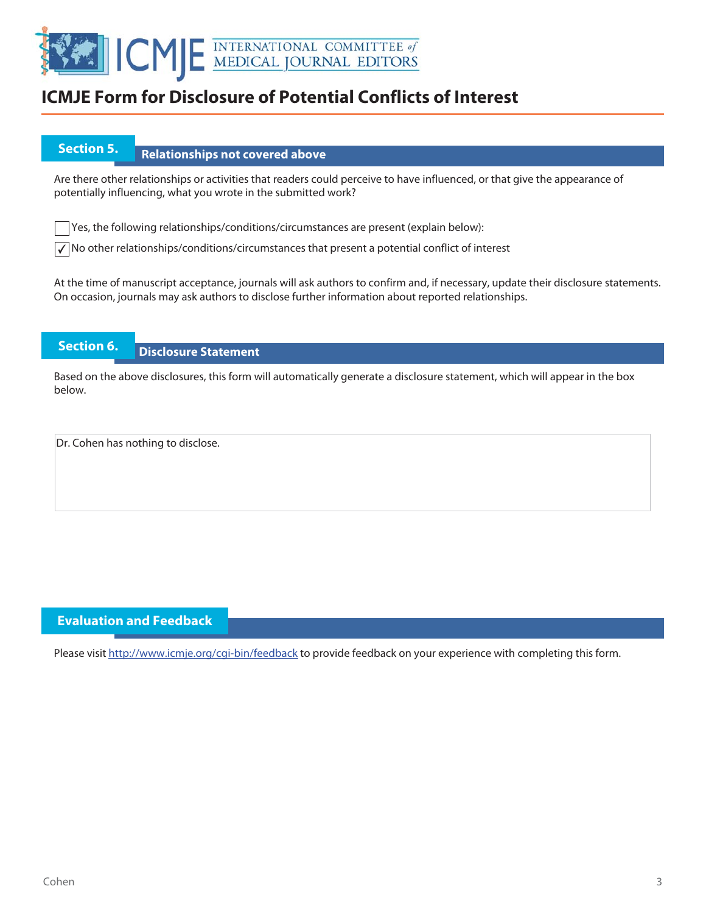# ICMJE Form for Disclosure of Potential Conflicts of Interest

## Section 5. Relationships not covered above

Are there other relationships or activities that readers could perceive to have influenced, or that give the appearance of potentially influencing, what you wrote in the submitted work?

☐ Yes, the following relationships/conditions/circumstances are present (explain below):

☑ No other relationships/conditions/circumstances that present a potential conflict of interest

At the time of manuscript acceptance, journals will ask authors to confirm and, if necessary, update their disclosure statements. On occasion, journals may ask authors to disclose further information about reported relationships.

## Section 6. Disclosure Statement

Based on the above disclosures, this form will automatically generate a disclosure statement, which will appear in the box below.

Dr. Cohen has nothing to disclose.

## Evaluation and Feedback

Please visit http://www.icmje.org/cgi-bin/feedback to provide feedback on your experience with completing this form.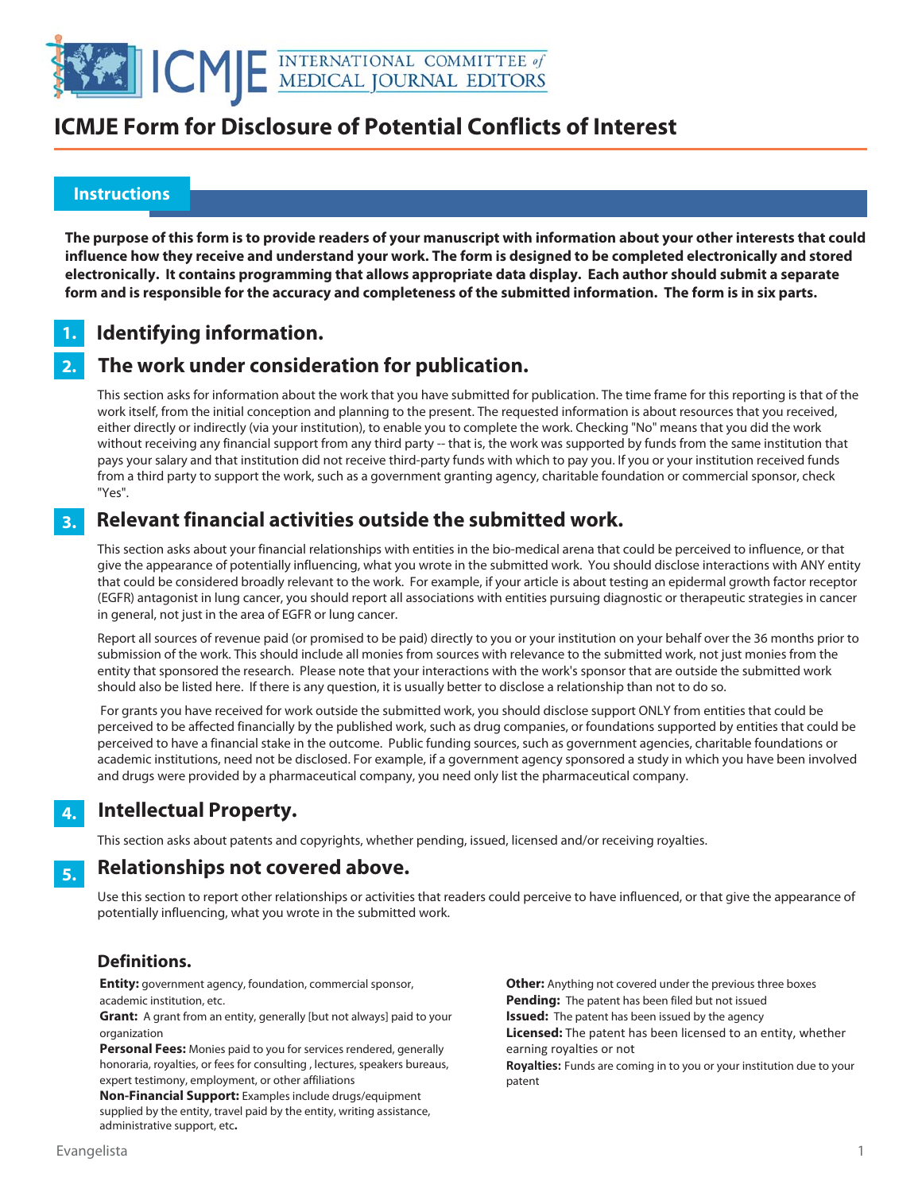# ICMJE Form for Disclosure of Potential Conflicts of Interest

## Instructions

**The purpose of this form is to provide readers of your manuscript with information about your other interests that could influence how they receive and understand your work. The form is designed to be completed electronically and stored electronically. It contains programming that allows appropriate data display. Each author should submit a separate form and is responsible for the accuracy and completeness of the submitted information. The form is in six parts.**

## 1. Identifying information.

## 2. The work under consideration for publication.

This section asks for information about the work that you have submitted for publication. The time frame for this reporting is that of the work itself, from the initial conception and planning to the present. The requested information is about resources that you received, either directly or indirectly (via your institution), to enable you to complete the work. Checking "No" means that you did the work without receiving any financial support from any third party -- that is, the work was supported by funds from the same institution that pays your salary and that institution did not receive third-party funds with which to pay you. If you or your institution received funds from a third party to support the work, such as a government granting agency, charitable foundation or commercial sponsor, check "Yes".

## 3. Relevant financial activities outside the submitted work.

This section asks about your financial relationships with entities in the bio-medical arena that could be perceived to influence, or that give the appearance of potentially influencing, what you wrote in the submitted work. You should disclose interactions with ANY entity that could be considered broadly relevant to the work. For example, if your article is about testing an epidermal growth factor receptor (EGFR) antagonist in lung cancer, you should report all associations with entities pursuing diagnostic or therapeutic strategies in cancer in general, not just in the area of EGFR or lung cancer.

Report all sources of revenue paid (or promised to be paid) directly to you or your institution on your behalf over the 36 months prior to submission of the work. This should include all monies from sources with relevance to the submitted work, not just monies from the entity that sponsored the research. Please note that your interactions with the work's sponsor that are outside the submitted work should also be listed here. If there is any question, it is usually better to disclose a relationship than not to do so.

For grants you have received for work outside the submitted work, you should disclose support ONLY from entities that could be perceived to be affected financially by the published work, such as drug companies, or foundations supported by entities that could be perceived to have a financial stake in the outcome. Public funding sources, such as government agencies, charitable foundations or academic institutions, need not be disclosed. For example, if a government agency sponsored a study in which you have been involved and drugs were provided by a pharmaceutical company, you need only list the pharmaceutical company.

## 4. Intellectual Property.

This section asks about patents and copyrights, whether pending, issued, licensed and/or receiving royalties.

## 5. Relationships not covered above.

Use this section to report other relationships or activities that readers could perceive to have influenced, or that give the appearance of potentially influencing, what you wrote in the submitted work.

### Definitions.

**Entity:** government agency, foundation, commercial sponsor, academic institution, etc.

**Grant:** A grant from an entity, generally [but not always] paid to your organization

**Personal Fees:** Monies paid to you for services rendered, generally honoraria, royalties, or fees for consulting , lectures, speakers bureaus, expert testimony, employment, or other affiliations

**Non-Financial Support:** Examples include drugs/equipment supplied by the entity, travel paid by the entity, writing assistance, administrative support, etc**.**

**Other:** Anything not covered under the previous three boxes

**Pending:** The patent has been filed but not issued

**Issued:** The patent has been issued by the agency

**Licensed:** The patent has been licensed to an entity, whether earning royalties or not

**Royalties:** Funds are coming in to you or your institution due to your patent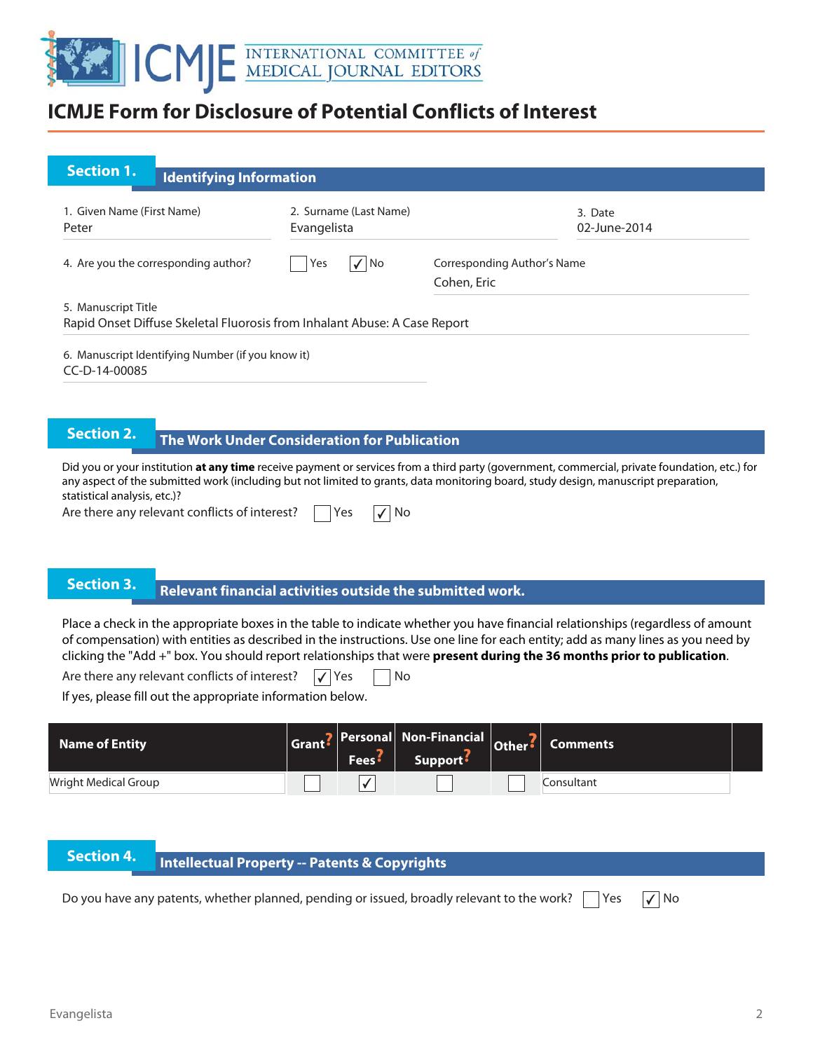# ICMJE Form for Disclosure of Potential Conflicts of Interest

## Section 1. Identifying Information

1. Given Name (First Name)
Peter

2. Surname (Last Name)
Evangelista

3. Date
02-June-2014

4. Are you the corresponding author? ☐ Yes ☑ No

Corresponding Author's Name
Cohen, Eric

5. Manuscript Title
Rapid Onset Diffuse Skeletal Fluorosis from Inhalant Abuse: A Case Report

6. Manuscript Identifying Number (if you know it)
CC-D-14-00085

## Section 2. The Work Under Consideration for Publication

Did you or your institution **at any time** receive payment or services from a third party (government, commercial, private foundation, etc.) for any aspect of the submitted work (including but not limited to grants, data monitoring board, study design, manuscript preparation, statistical analysis, etc.)?

Are there any relevant conflicts of interest? ☐ Yes ☑ No

## Section 3. Relevant financial activities outside the submitted work.

Place a check in the appropriate boxes in the table to indicate whether you have financial relationships (regardless of amount of compensation) with entities as described in the instructions. Use one line for each entity; add as many lines as you need by clicking the "Add +" box. You should report relationships that were **present during the 36 months prior to publication**.

Are there any relevant conflicts of interest? ☑ Yes ☐ No

If yes, please fill out the appropriate information below.

| Name of Entity | Grant? | Personal Fees? | Non-Financial Support? | Other? | Comments |
|---|---|---|---|---|---|
| Wright Medical Group | ☐ | ☑ | ☐ | ☐ | Consultant |

## Section 4. Intellectual Property -- Patents & Copyrights

Do you have any patents, whether planned, pending or issued, broadly relevant to the work? ☐ Yes ☑ No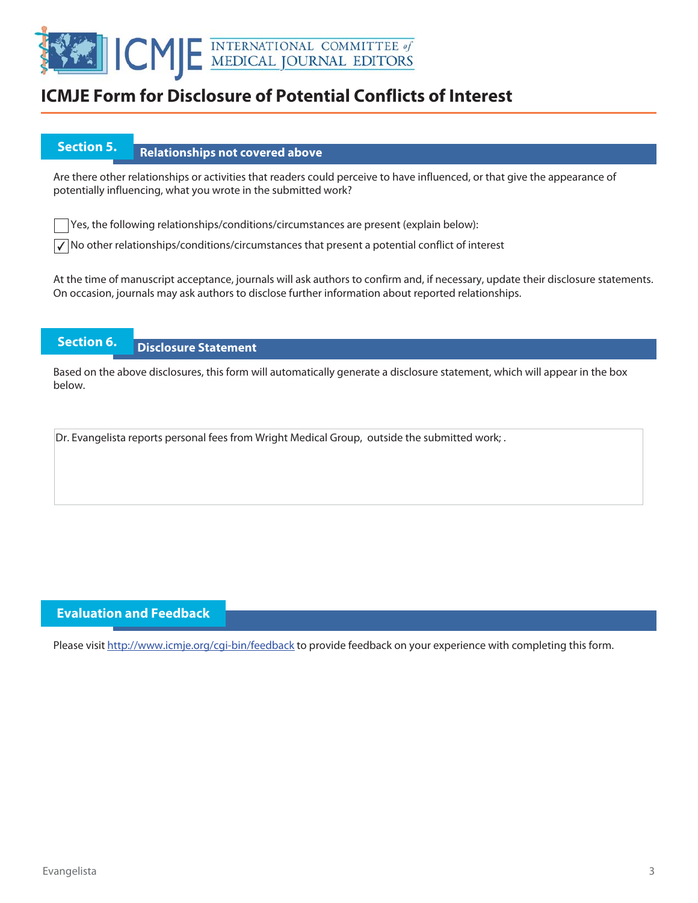# ICMJE Form for Disclosure of Potential Conflicts of Interest

## Section 5. Relationships not covered above

Are there other relationships or activities that readers could perceive to have influenced, or that give the appearance of potentially influencing, what you wrote in the submitted work?

☐ Yes, the following relationships/conditions/circumstances are present (explain below):

☑ No other relationships/conditions/circumstances that present a potential conflict of interest

At the time of manuscript acceptance, journals will ask authors to confirm and, if necessary, update their disclosure statements. On occasion, journals may ask authors to disclose further information about reported relationships.

## Section 6. Disclosure Statement

Based on the above disclosures, this form will automatically generate a disclosure statement, which will appear in the box below.

Dr. Evangelista reports personal fees from Wright Medical Group, outside the submitted work; .

## Evaluation and Feedback

Please visit http://www.icmje.org/cgi-bin/feedback to provide feedback on your experience with completing this form.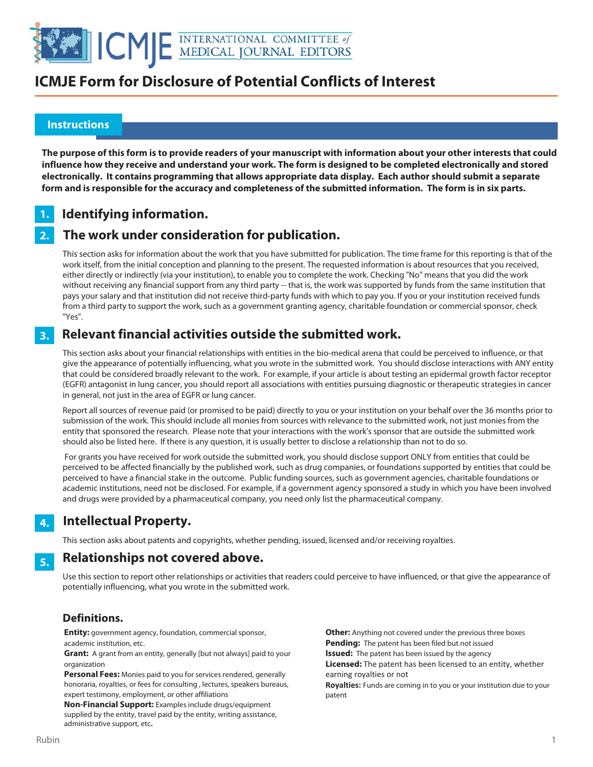# ICMJE Form for Disclosure of Potential Conflicts of Interest

## Instructions

**The purpose of this form is to provide readers of your manuscript with information about your other interests that could influence how they receive and understand your work. The form is designed to be completed electronically and stored electronically. It contains programming that allows appropriate data display. Each author should submit a separate form and is responsible for the accuracy and completeness of the submitted information. The form is in six parts.**

### 1. Identifying information.

### 2. The work under consideration for publication.

This section asks for information about the work that you have submitted for publication. The time frame for this reporting is that of the work itself, from the initial conception and planning to the present. The requested information is about resources that you received, either directly or indirectly (via your institution), to enable you to complete the work. Checking "No" means that you did the work without receiving any financial support from any third party -- that is, the work was supported by funds from the same institution that pays your salary and that institution did not receive third-party funds with which to pay you. If you or your institution received funds from a third party to support the work, such as a government granting agency, charitable foundation or commercial sponsor, check "Yes".

### 3. Relevant financial activities outside the submitted work.

This section asks about your financial relationships with entities in the bio-medical arena that could be perceived to influence, or that give the appearance of potentially influencing, what you wrote in the submitted work. You should disclose interactions with ANY entity that could be considered broadly relevant to the work. For example, if your article is about testing an epidermal growth factor receptor (EGFR) antagonist in lung cancer, you should report all associations with entities pursuing diagnostic or therapeutic strategies in cancer in general, not just in the area of EGFR or lung cancer.

Report all sources of revenue paid (or promised to be paid) directly to you or your institution on your behalf over the 36 months prior to submission of the work. This should include all monies from sources with relevance to the submitted work, not just monies from the entity that sponsored the research. Please note that your interactions with the work's sponsor that are outside the submitted work should also be listed here. If there is any question, it is usually better to disclose a relationship than not to do so.

For grants you have received for work outside the submitted work, you should disclose support ONLY from entities that could be perceived to be affected financially by the published work, such as drug companies, or foundations supported by entities that could be perceived to have a financial stake in the outcome. Public funding sources, such as government agencies, charitable foundations or academic institutions, need not be disclosed. For example, if a government agency sponsored a study in which you have been involved and drugs were provided by a pharmaceutical company, you need only list the pharmaceutical company.

### 4. Intellectual Property.

This section asks about patents and copyrights, whether pending, issued, licensed and/or receiving royalties.

### 5. Relationships not covered above.

Use this section to report other relationships or activities that readers could perceive to have influenced, or that give the appearance of potentially influencing, what you wrote in the submitted work.

### Definitions.

**Entity:** government agency, foundation, commercial sponsor, academic institution, etc.

**Grant:** A grant from an entity, generally [but not always] paid to your organization

**Personal Fees:** Monies paid to you for services rendered, generally honoraria, royalties, or fees for consulting , lectures, speakers bureaus, expert testimony, employment, or other affiliations

**Non-Financial Support:** Examples include drugs/equipment supplied by the entity, travel paid by the entity, writing assistance, administrative support, etc**.**

**Other:** Anything not covered under the previous three boxes

**Pending:** The patent has been filed but not issued

**Issued:** The patent has been issued by the agency

**Licensed:** The patent has been licensed to an entity, whether earning royalties or not

**Royalties:** Funds are coming in to you or your institution due to your patent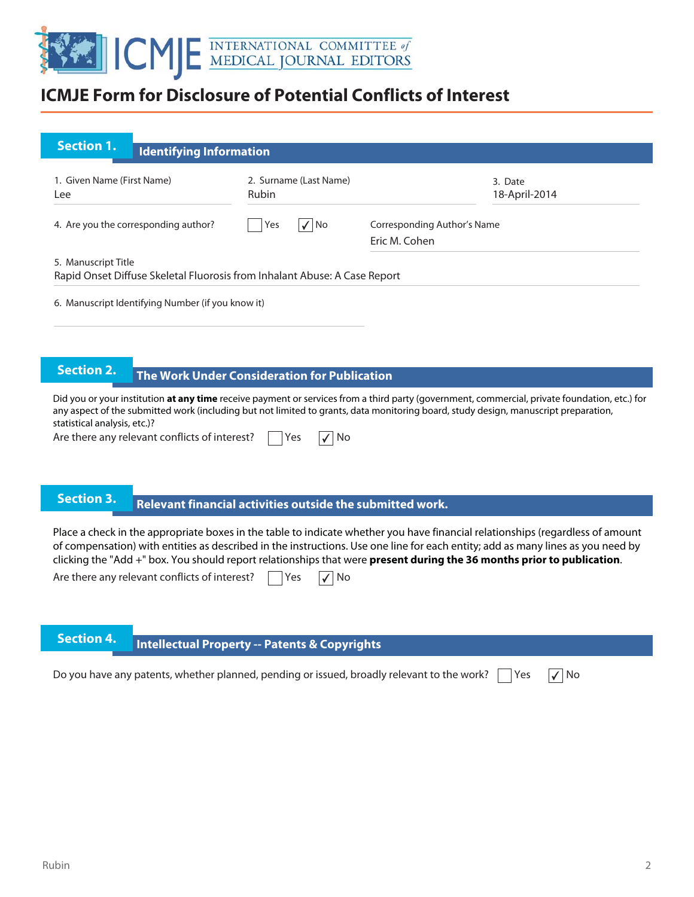# ICMJE Form for Disclosure of Potential Conflicts of Interest

## Section 1. Identifying Information

| 1. Given Name (First Name) | 2. Surname (Last Name) | 3. Date |
|---|---|---|
| Lee | Rubin | 18-April-2014 |

4. Are you the corresponding author? ☐ Yes ☑ No

Corresponding Author's Name: Eric M. Cohen

5. Manuscript Title
Rapid Onset Diffuse Skeletal Fluorosis from Inhalant Abuse: A Case Report

6. Manuscript Identifying Number (if you know it)

## Section 2. The Work Under Consideration for Publication

Did you or your institution **at any time** receive payment or services from a third party (government, commercial, private foundation, etc.) for any aspect of the submitted work (including but not limited to grants, data monitoring board, study design, manuscript preparation, statistical analysis, etc.)?

Are there any relevant conflicts of interest? ☐ Yes ☑ No

## Section 3. Relevant financial activities outside the submitted work.

Place a check in the appropriate boxes in the table to indicate whether you have financial relationships (regardless of amount of compensation) with entities as described in the instructions. Use one line for each entity; add as many lines as you need by clicking the "Add +" box. You should report relationships that were **present during the 36 months prior to publication**.

Are there any relevant conflicts of interest? ☐ Yes ☑ No

## Section 4. Intellectual Property -- Patents & Copyrights

Do you have any patents, whether planned, pending or issued, broadly relevant to the work? ☐ Yes ☑ No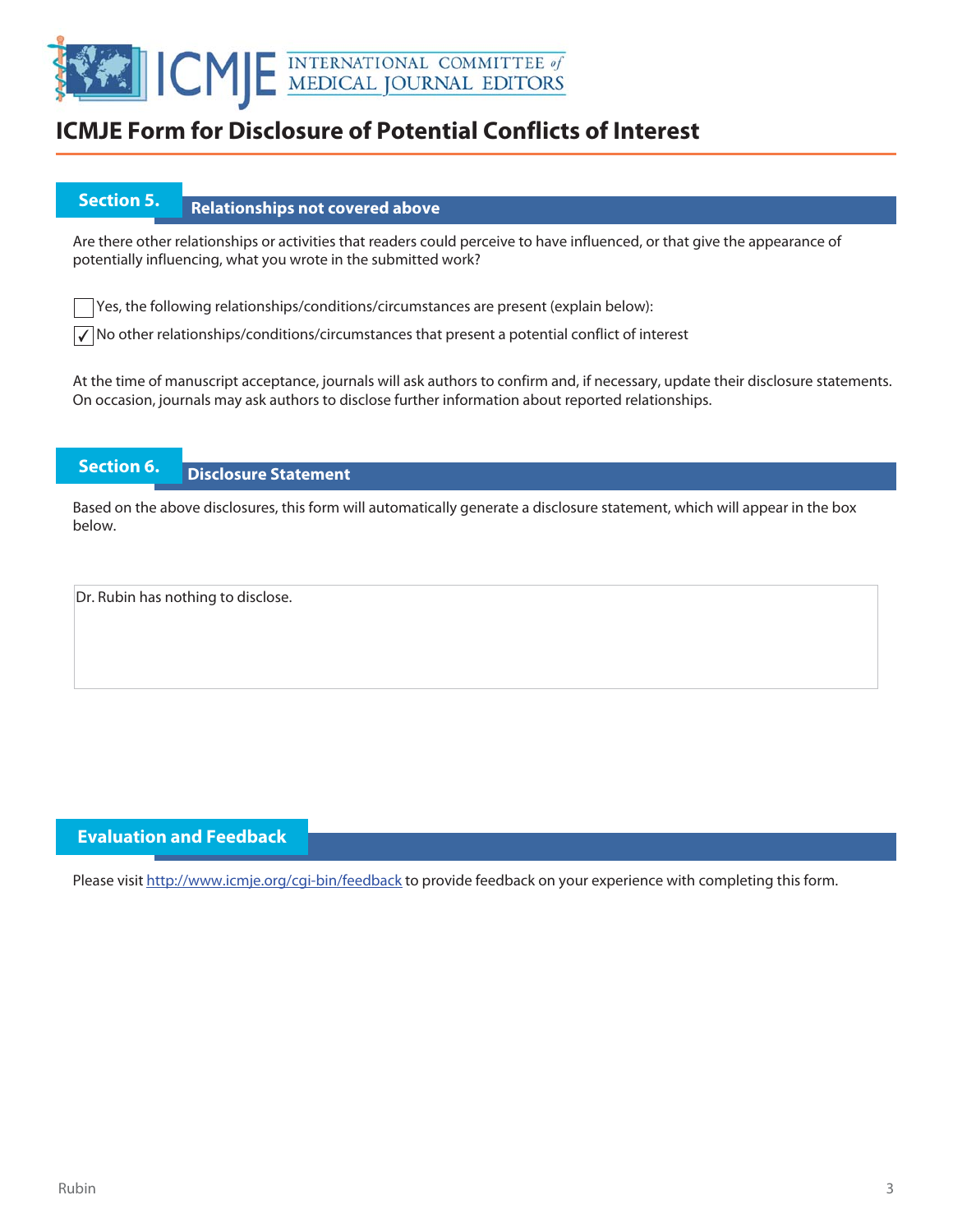# ICMJE Form for Disclosure of Potential Conflicts of Interest

## Section 5. Relationships not covered above

Are there other relationships or activities that readers could perceive to have influenced, or that give the appearance of potentially influencing, what you wrote in the submitted work?

- [ ] Yes, the following relationships/conditions/circumstances are present (explain below):
- [x] No other relationships/conditions/circumstances that present a potential conflict of interest

At the time of manuscript acceptance, journals will ask authors to confirm and, if necessary, update their disclosure statements. On occasion, journals may ask authors to disclose further information about reported relationships.

## Section 6. Disclosure Statement

Based on the above disclosures, this form will automatically generate a disclosure statement, which will appear in the box below.

Dr. Rubin has nothing to disclose.

## Evaluation and Feedback

Please visit http://www.icmje.org/cgi-bin/feedback to provide feedback on your experience with completing this form.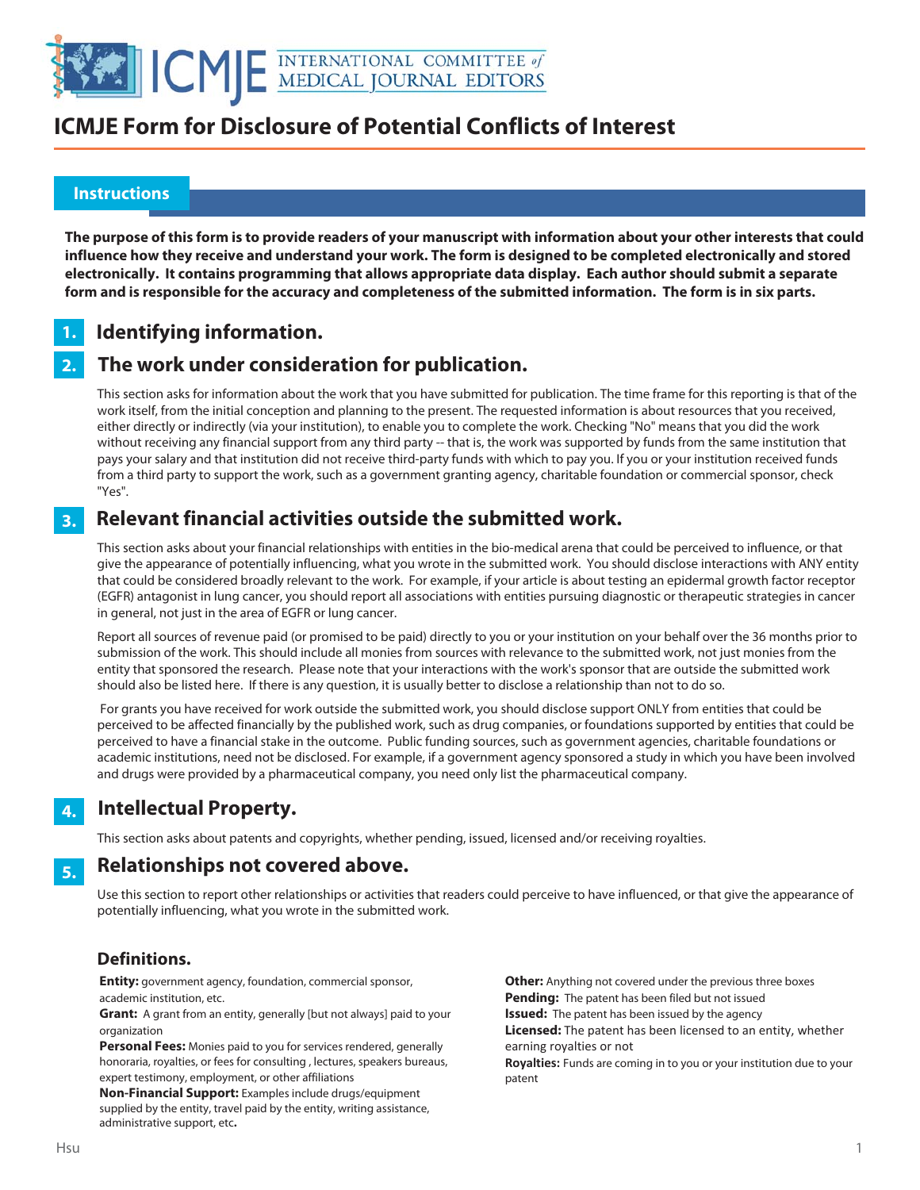# ICMJE Form for Disclosure of Potential Conflicts of Interest

## Instructions

**The purpose of this form is to provide readers of your manuscript with information about your other interests that could influence how they receive and understand your work. The form is designed to be completed electronically and stored electronically. It contains programming that allows appropriate data display. Each author should submit a separate form and is responsible for the accuracy and completeness of the submitted information. The form is in six parts.**

### 1. Identifying information.

### 2. The work under consideration for publication.

This section asks for information about the work that you have submitted for publication. The time frame for this reporting is that of the work itself, from the initial conception and planning to the present. The requested information is about resources that you received, either directly or indirectly (via your institution), to enable you to complete the work. Checking "No" means that you did the work without receiving any financial support from any third party -- that is, the work was supported by funds from the same institution that pays your salary and that institution did not receive third-party funds with which to pay you. If you or your institution received funds from a third party to support the work, such as a government granting agency, charitable foundation or commercial sponsor, check "Yes".

### 3. Relevant financial activities outside the submitted work.

This section asks about your financial relationships with entities in the bio-medical arena that could be perceived to influence, or that give the appearance of potentially influencing, what you wrote in the submitted work. You should disclose interactions with ANY entity that could be considered broadly relevant to the work. For example, if your article is about testing an epidermal growth factor receptor (EGFR) antagonist in lung cancer, you should report all associations with entities pursuing diagnostic or therapeutic strategies in cancer in general, not just in the area of EGFR or lung cancer.

Report all sources of revenue paid (or promised to be paid) directly to you or your institution on your behalf over the 36 months prior to submission of the work. This should include all monies from sources with relevance to the submitted work, not just monies from the entity that sponsored the research. Please note that your interactions with the work's sponsor that are outside the submitted work should also be listed here. If there is any question, it is usually better to disclose a relationship than not to do so.

For grants you have received for work outside the submitted work, you should disclose support ONLY from entities that could be perceived to be affected financially by the published work, such as drug companies, or foundations supported by entities that could be perceived to have a financial stake in the outcome. Public funding sources, such as government agencies, charitable foundations or academic institutions, need not be disclosed. For example, if a government agency sponsored a study in which you have been involved and drugs were provided by a pharmaceutical company, you need only list the pharmaceutical company.

### 4. Intellectual Property.

This section asks about patents and copyrights, whether pending, issued, licensed and/or receiving royalties.

### 5. Relationships not covered above.

Use this section to report other relationships or activities that readers could perceive to have influenced, or that give the appearance of potentially influencing, what you wrote in the submitted work.

### Definitions.

**Entity:** government agency, foundation, commercial sponsor, academic institution, etc.

**Grant:** A grant from an entity, generally [but not always] paid to your organization

**Personal Fees:** Monies paid to you for services rendered, generally honoraria, royalties, or fees for consulting , lectures, speakers bureaus, expert testimony, employment, or other affiliations

**Non-Financial Support:** Examples include drugs/equipment supplied by the entity, travel paid by the entity, writing assistance, administrative support, etc**.**

**Other:** Anything not covered under the previous three boxes

**Pending:** The patent has been filed but not issued

**Issued:** The patent has been issued by the agency

**Licensed:** The patent has been licensed to an entity, whether earning royalties or not

**Royalties:** Funds are coming in to you or your institution due to your patent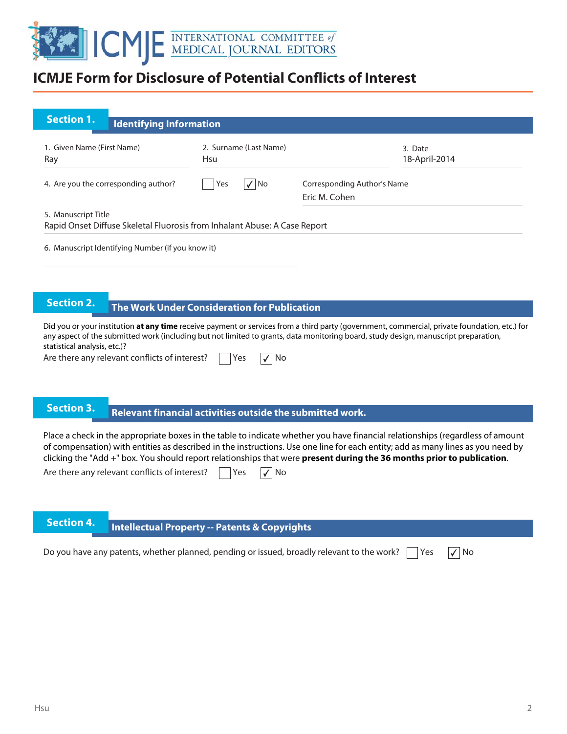# ICMJE Form for Disclosure of Potential Conflicts of Interest

## Section 1. Identifying Information

1. Given Name (First Name)
Ray

2. Surname (Last Name)
Hsu

3. Date
18-April-2014

4. Are you the corresponding author? ☐ Yes ☑ No

Corresponding Author's Name
Eric M. Cohen

5. Manuscript Title
Rapid Onset Diffuse Skeletal Fluorosis from Inhalant Abuse: A Case Report

6. Manuscript Identifying Number (if you know it)

## Section 2. The Work Under Consideration for Publication

Did you or your institution **at any time** receive payment or services from a third party (government, commercial, private foundation, etc.) for any aspect of the submitted work (including but not limited to grants, data monitoring board, study design, manuscript preparation, statistical analysis, etc.)?

Are there any relevant conflicts of interest? ☐ Yes ☑ No

## Section 3. Relevant financial activities outside the submitted work.

Place a check in the appropriate boxes in the table to indicate whether you have financial relationships (regardless of amount of compensation) with entities as described in the instructions. Use one line for each entity; add as many lines as you need by clicking the "Add +" box. You should report relationships that were **present during the 36 months prior to publication**.

Are there any relevant conflicts of interest? ☐ Yes ☑ No

## Section 4. Intellectual Property -- Patents & Copyrights

Do you have any patents, whether planned, pending or issued, broadly relevant to the work? ☐ Yes ☑ No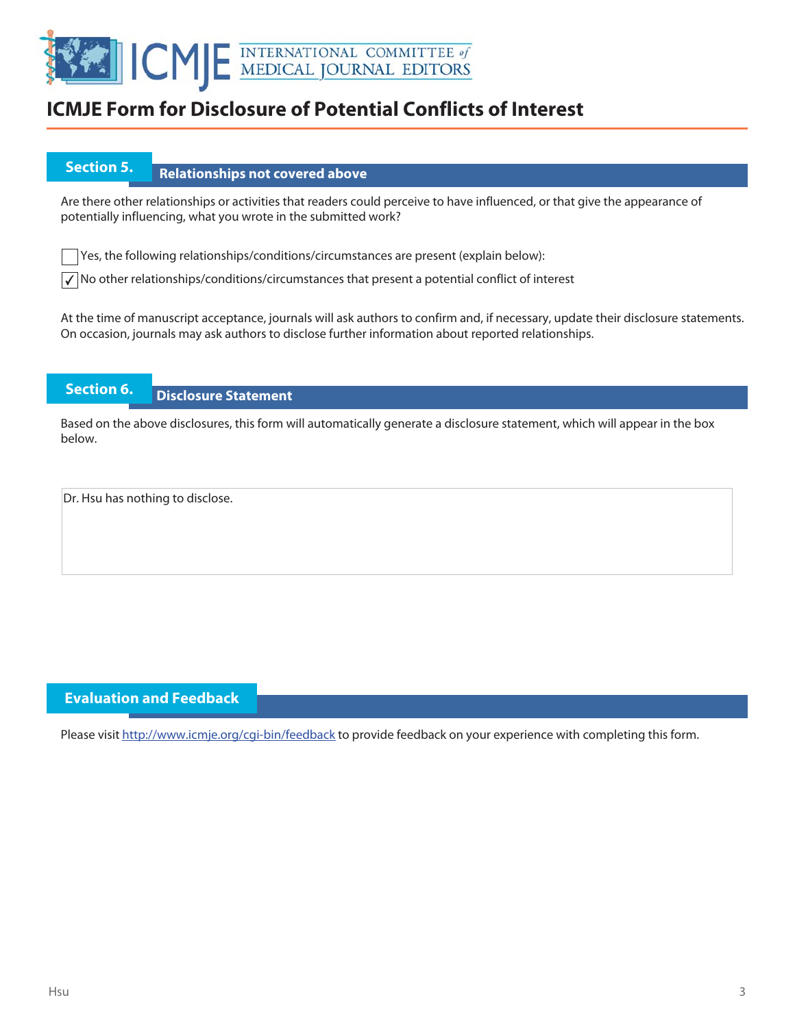# ICMJE Form for Disclosure of Potential Conflicts of Interest

## Section 5. Relationships not covered above

Are there other relationships or activities that readers could perceive to have influenced, or that give the appearance of potentially influencing, what you wrote in the submitted work?

☐ Yes, the following relationships/conditions/circumstances are present (explain below):

☑ No other relationships/conditions/circumstances that present a potential conflict of interest

At the time of manuscript acceptance, journals will ask authors to confirm and, if necessary, update their disclosure statements. On occasion, journals may ask authors to disclose further information about reported relationships.

## Section 6. Disclosure Statement

Based on the above disclosures, this form will automatically generate a disclosure statement, which will appear in the box below.

Dr. Hsu has nothing to disclose.

## Evaluation and Feedback

Please visit http://www.icmje.org/cgi-bin/feedback to provide feedback on your experience with completing this form.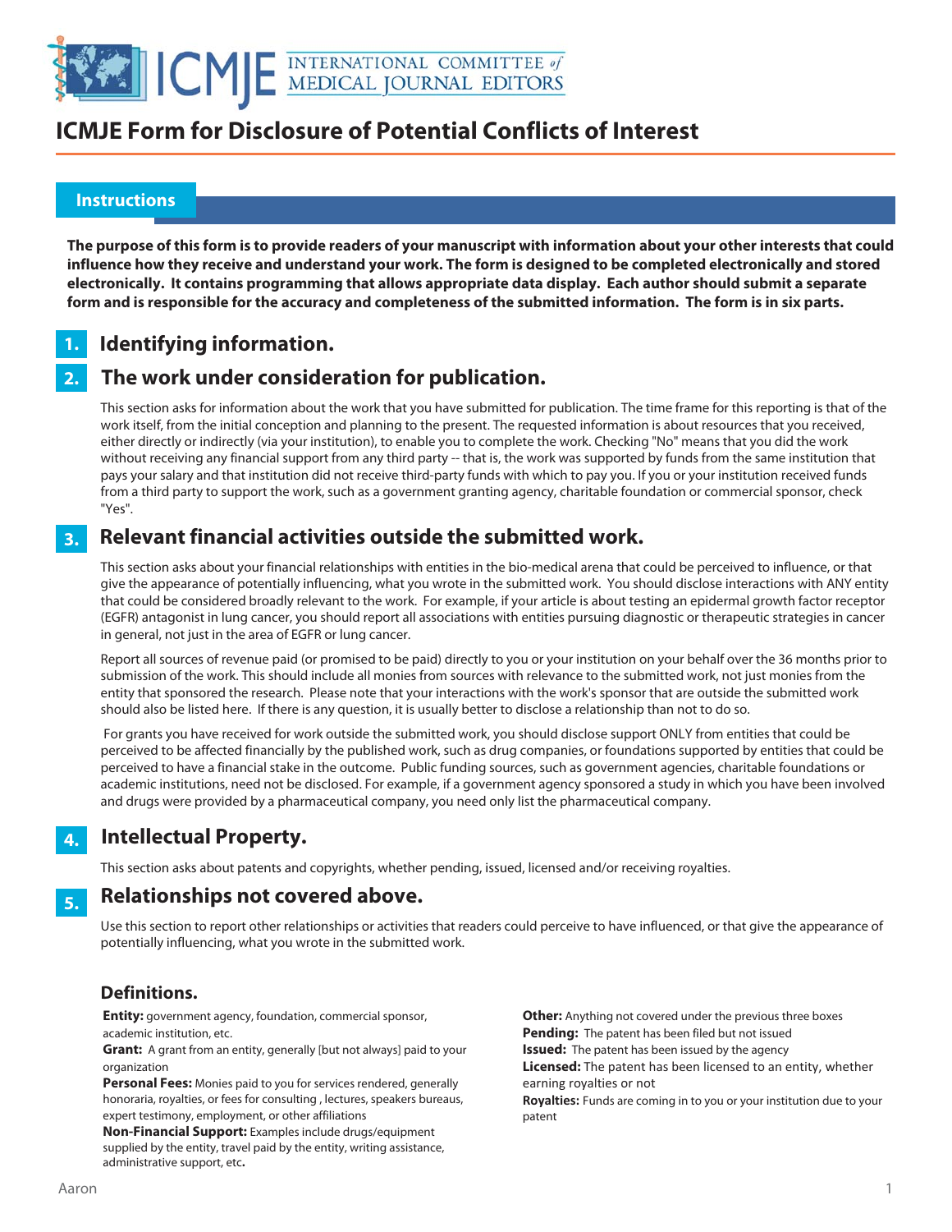# ICMJE Form for Disclosure of Potential Conflicts of Interest

## Instructions

**The purpose of this form is to provide readers of your manuscript with information about your other interests that could influence how they receive and understand your work. The form is designed to be completed electronically and stored electronically. It contains programming that allows appropriate data display. Each author should submit a separate form and is responsible for the accuracy and completeness of the submitted information. The form is in six parts.**

## 1. Identifying information.

## 2. The work under consideration for publication.

This section asks for information about the work that you have submitted for publication. The time frame for this reporting is that of the work itself, from the initial conception and planning to the present. The requested information is about resources that you received, either directly or indirectly (via your institution), to enable you to complete the work. Checking "No" means that you did the work without receiving any financial support from any third party -- that is, the work was supported by funds from the same institution that pays your salary and that institution did not receive third-party funds with which to pay you. If you or your institution received funds from a third party to support the work, such as a government granting agency, charitable foundation or commercial sponsor, check "Yes".

## 3. Relevant financial activities outside the submitted work.

This section asks about your financial relationships with entities in the bio-medical arena that could be perceived to influence, or that give the appearance of potentially influencing, what you wrote in the submitted work. You should disclose interactions with ANY entity that could be considered broadly relevant to the work. For example, if your article is about testing an epidermal growth factor receptor (EGFR) antagonist in lung cancer, you should report all associations with entities pursuing diagnostic or therapeutic strategies in cancer in general, not just in the area of EGFR or lung cancer.

Report all sources of revenue paid (or promised to be paid) directly to you or your institution on your behalf over the 36 months prior to submission of the work. This should include all monies from sources with relevance to the submitted work, not just monies from the entity that sponsored the research. Please note that your interactions with the work's sponsor that are outside the submitted work should also be listed here. If there is any question, it is usually better to disclose a relationship than not to do so.

For grants you have received for work outside the submitted work, you should disclose support ONLY from entities that could be perceived to be affected financially by the published work, such as drug companies, or foundations supported by entities that could be perceived to have a financial stake in the outcome. Public funding sources, such as government agencies, charitable foundations or academic institutions, need not be disclosed. For example, if a government agency sponsored a study in which you have been involved and drugs were provided by a pharmaceutical company, you need only list the pharmaceutical company.

## 4. Intellectual Property.

This section asks about patents and copyrights, whether pending, issued, licensed and/or receiving royalties.

## 5. Relationships not covered above.

Use this section to report other relationships or activities that readers could perceive to have influenced, or that give the appearance of potentially influencing, what you wrote in the submitted work.

### Definitions.

**Entity:** government agency, foundation, commercial sponsor, academic institution, etc.

**Grant:** A grant from an entity, generally [but not always] paid to your organization

**Personal Fees:** Monies paid to you for services rendered, generally honoraria, royalties, or fees for consulting , lectures, speakers bureaus, expert testimony, employment, or other affiliations

**Non-Financial Support:** Examples include drugs/equipment supplied by the entity, travel paid by the entity, writing assistance, administrative support, etc**.**

**Other:** Anything not covered under the previous three boxes

**Pending:** The patent has been filed but not issued

**Issued:** The patent has been issued by the agency

**Licensed:** The patent has been licensed to an entity, whether earning royalties or not

**Royalties:** Funds are coming in to you or your institution due to your patent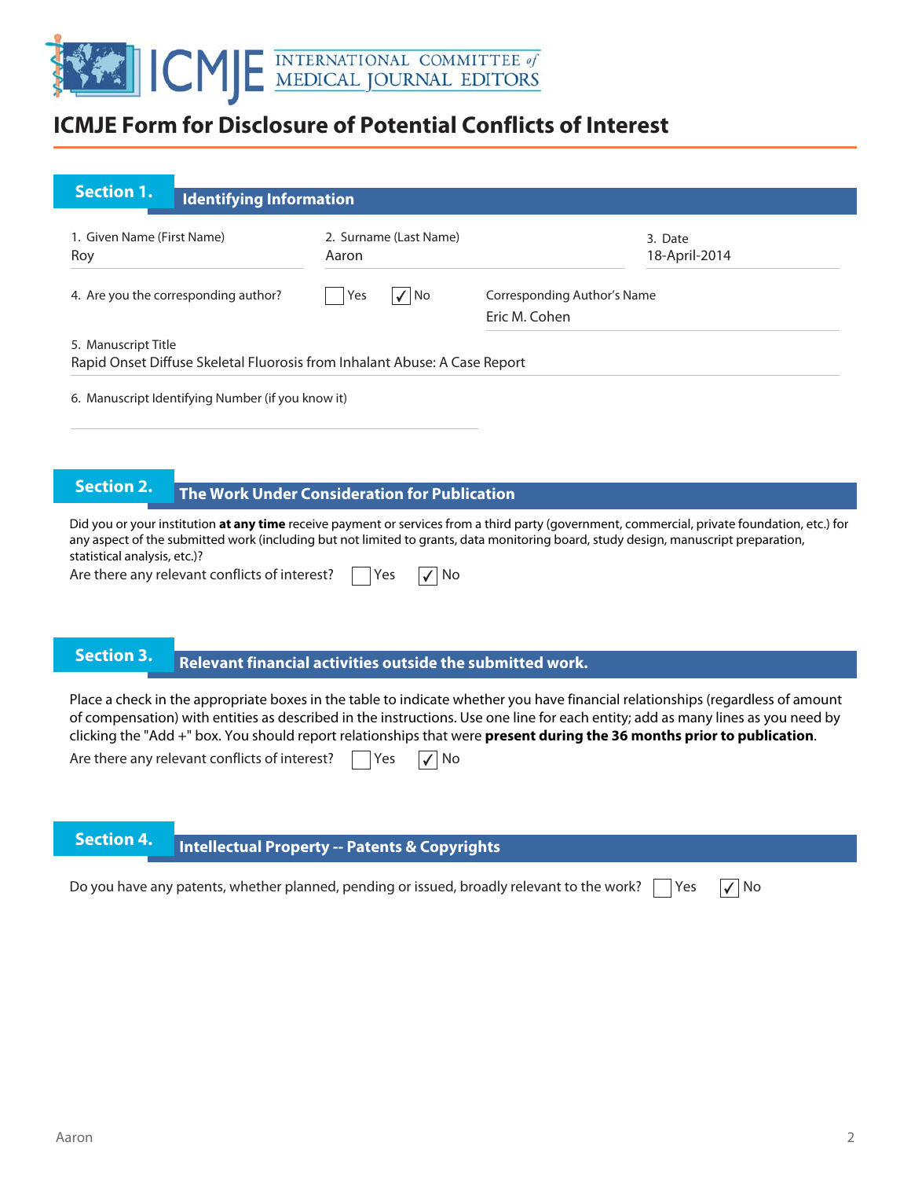# ICMJE Form for Disclosure of Potential Conflicts of Interest

## Section 1. Identifying Information

1. Given Name (First Name)
Roy

2. Surname (Last Name)
Aaron

3. Date
18-April-2014

4. Are you the corresponding author? ☐ Yes ☑ No

Corresponding Author's Name
Eric M. Cohen

5. Manuscript Title
Rapid Onset Diffuse Skeletal Fluorosis from Inhalant Abuse: A Case Report

6. Manuscript Identifying Number (if you know it)

## Section 2. The Work Under Consideration for Publication

Did you or your institution **at any time** receive payment or services from a third party (government, commercial, private foundation, etc.) for any aspect of the submitted work (including but not limited to grants, data monitoring board, study design, manuscript preparation, statistical analysis, etc.)?

Are there any relevant conflicts of interest? ☐ Yes ☑ No

## Section 3. Relevant financial activities outside the submitted work.

Place a check in the appropriate boxes in the table to indicate whether you have financial relationships (regardless of amount of compensation) with entities as described in the instructions. Use one line for each entity; add as many lines as you need by clicking the "Add +" box. You should report relationships that were **present during the 36 months prior to publication**.

Are there any relevant conflicts of interest? ☐ Yes ☑ No

## Section 4. Intellectual Property -- Patents & Copyrights

Do you have any patents, whether planned, pending or issued, broadly relevant to the work? ☐ Yes ☑ No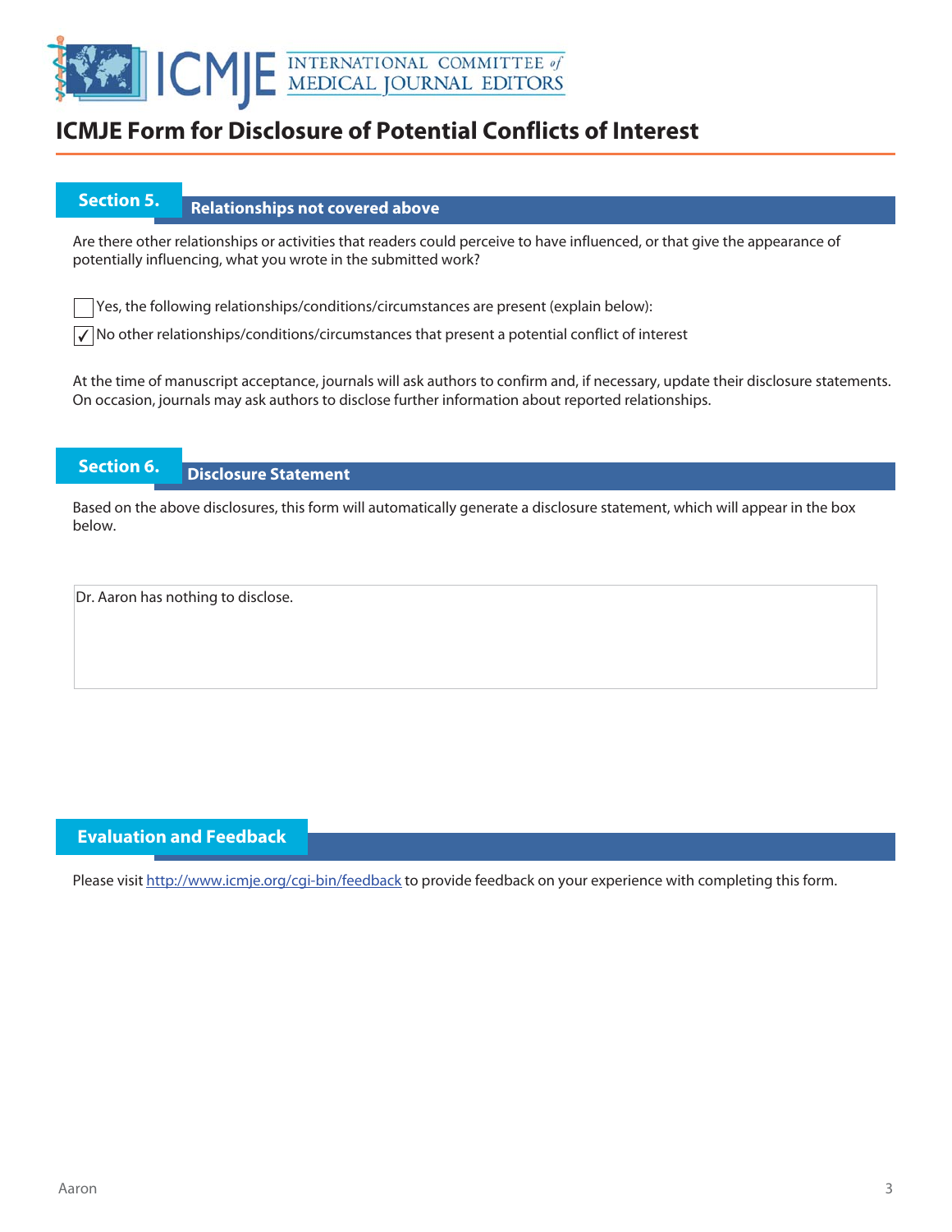# ICMJE Form for Disclosure of Potential Conflicts of Interest

## Section 5. Relationships not covered above

Are there other relationships or activities that readers could perceive to have influenced, or that give the appearance of potentially influencing, what you wrote in the submitted work?

☐ Yes, the following relationships/conditions/circumstances are present (explain below):

☑ No other relationships/conditions/circumstances that present a potential conflict of interest

At the time of manuscript acceptance, journals will ask authors to confirm and, if necessary, update their disclosure statements. On occasion, journals may ask authors to disclose further information about reported relationships.

## Section 6. Disclosure Statement

Based on the above disclosures, this form will automatically generate a disclosure statement, which will appear in the box below.

Dr. Aaron has nothing to disclose.

## Evaluation and Feedback

Please visit http://www.icmje.org/cgi-bin/feedback to provide feedback on your experience with completing this form.